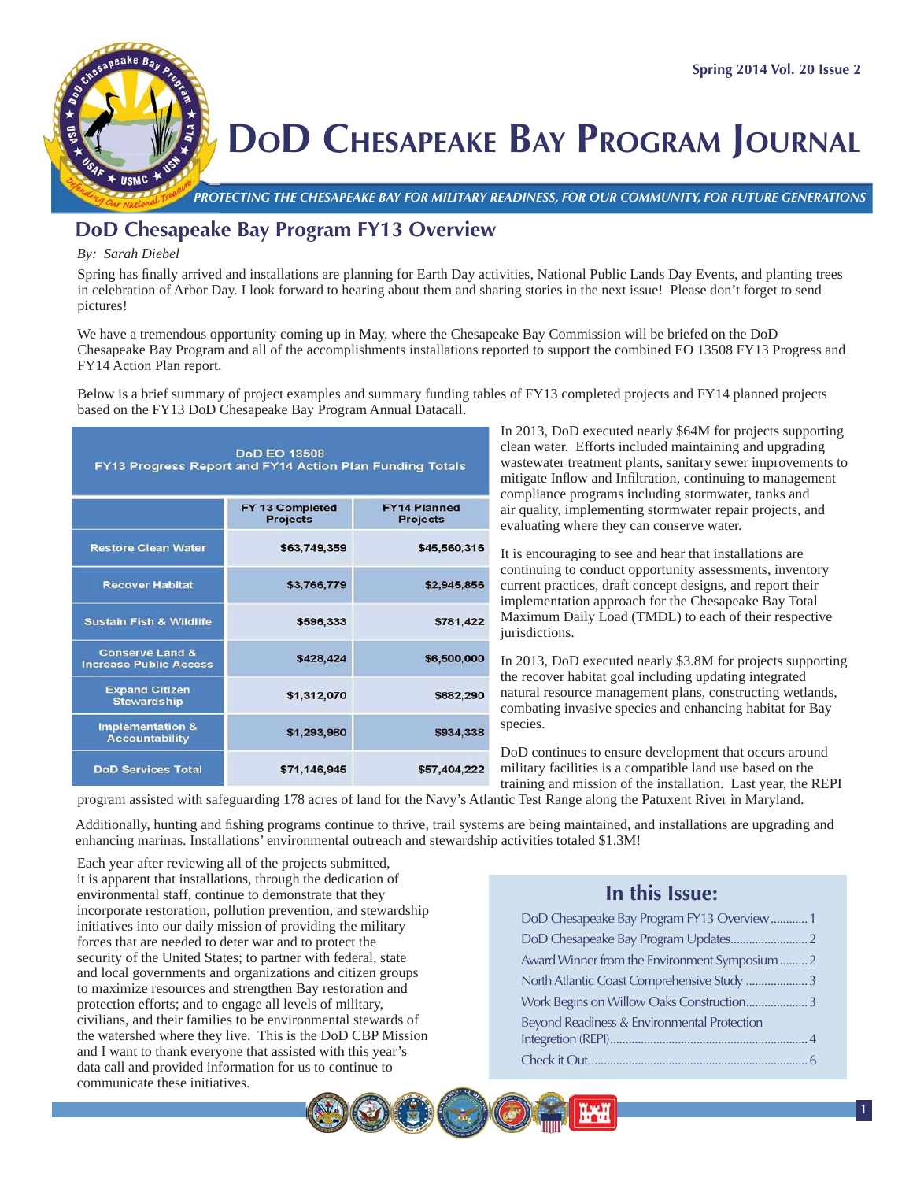# DoD Chesapeake Bay Program Journal

*PROTECTING THE CHESAPEAKE BAY FOR MILITARY READINESS, FOR OUR COMMUNITY, FOR FUTURE GENERATIONS*

## DoD Chesapeake Bay Program FY13 Overview

*By: Sarah Diebel*

Spring has finally arrived and installations are planning for Earth Day activities, National Public Lands Day Events, and planting trees in celebration of Arbor Day. I look forward to hearing about them and sharing stories in the next issue! Please don't forget to send pictures!

We have a tremendous opportunity coming up in May, where the Chesapeake Bay Commission will be briefed on the DoD Chesapeake Bay Program and all of the accomplishments installations reported to support the combined EO 13508 FY13 Progress and FY14 Action Plan report.

Below is a brief summary of project examples and summary funding tables of FY13 completed projects and FY14 planned projects based on the FY13 DoD Chesapeake Bay Program Annual Datacall.

**DoD EO 13508 FY13 Progress Report and FY14 Action Plan Funding Totals**

| | FY 13 Completed Projects | FY14 Planned Projects |
|---|---|---|
| Restore Clean Water | $63,749,359 | $45,560,316 |
| Recover Habitat | $3,766,779 | $2,945,856 |
| Sustain Fish & Wildlife | $596,333 | $781,422 |
| Conserve Land & Increase Public Access | $428,424 | $6,500,000 |
| Expand Citizen Stewardship | $1,312,070 | $682,290 |
| Implementation & Accountability | $1,293,980 | $934,338 |
| DoD Services Total | $71,146,945 | $57,404,222 |

In 2013, DoD executed nearly $64M for projects supporting clean water. Efforts included maintaining and upgrading wastewater treatment plants, sanitary sewer improvements to mitigate Inflow and Infiltration, continuing to management compliance programs including stormwater, tanks and air quality, implementing stormwater repair projects, and evaluating where they can conserve water.

It is encouraging to see and hear that installations are continuing to conduct opportunity assessments, inventory current practices, draft concept designs, and report their implementation approach for the Chesapeake Bay Total Maximum Daily Load (TMDL) to each of their respective jurisdictions.

In 2013, DoD executed nearly $3.8M for projects supporting the recover habitat goal including updating integrated natural resource management plans, constructing wetlands, combating invasive species and enhancing habitat for Bay species.

DoD continues to ensure development that occurs around military facilities is a compatible land use based on the training and mission of the installation. Last year, the REPI program assisted with safeguarding 178 acres of land for the Navy's Atlantic Test Range along the Patuxent River in Maryland.

Additionally, hunting and fishing programs continue to thrive, trail systems are being maintained, and installations are upgrading and enhancing marinas. Installations' environmental outreach and stewardship activities totaled $1.3M!

Each year after reviewing all of the projects submitted, it is apparent that installations, through the dedication of environmental staff, continue to demonstrate that they incorporate restoration, pollution prevention, and stewardship initiatives into our daily mission of providing the military forces that are needed to deter war and to protect the security of the United States; to partner with federal, state and local governments and organizations and citizen groups to maximize resources and strengthen Bay restoration and protection efforts; and to engage all levels of military, civilians, and their families to be environmental stewards of the watershed where they live. This is the DoD CBP Mission and I want to thank everyone that assisted with this year's data call and provided information for us to continue to communicate these initiatives.

### In this Issue:

- DoD Chesapeake Bay Program FY13 Overview ............ 1
- DoD Chesapeake Bay Program Updates......................... 2
- Award Winner from the Environment Symposium ......... 2
- North Atlantic Coast Comprehensive Study .................... 3
- Work Begins on Willow Oaks Construction.................... 3
- Beyond Readiness & Environmental Protection Integration (REPI)................................................................. 4
- Check it Out...................................................................... 6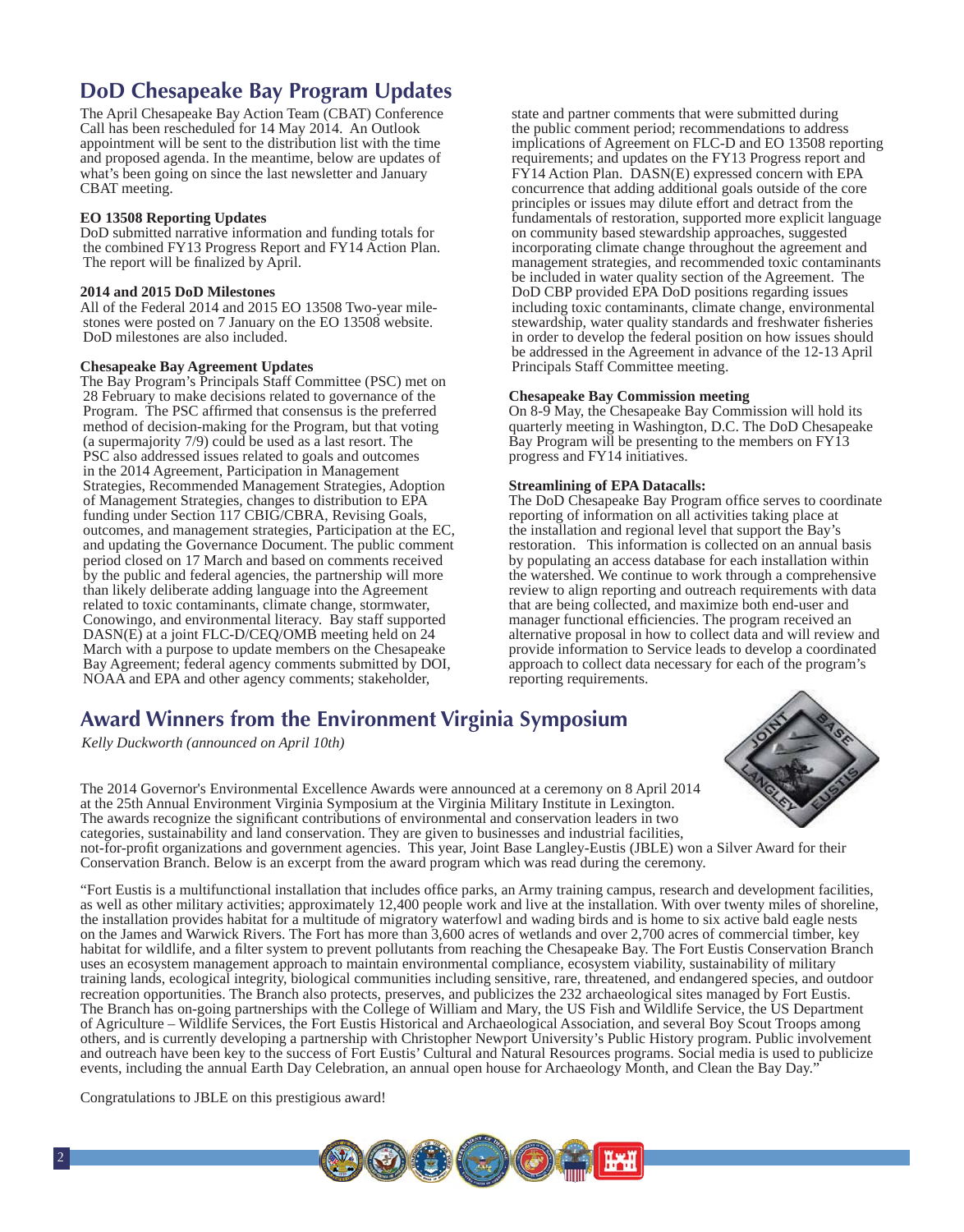## DoD Chesapeake Bay Program Updates

The April Chesapeake Bay Action Team (CBAT) Conference Call has been rescheduled for 14 May 2014. An Outlook appointment will be sent to the distribution list with the time and proposed agenda. In the meantime, below are updates of what's been going on since the last newsletter and January CBAT meeting.

**EO 13508 Reporting Updates**

DoD submitted narrative information and funding totals for the combined FY13 Progress Report and FY14 Action Plan. The report will be finalized by April.

**2014 and 2015 DoD Milestones**

All of the Federal 2014 and 2015 EO 13508 Two-year milestones were posted on 7 January on the EO 13508 website. DoD milestones are also included.

**Chesapeake Bay Agreement Updates**

The Bay Program's Principals Staff Committee (PSC) met on 28 February to make decisions related to governance of the Program. The PSC affirmed that consensus is the preferred method of decision-making for the Program, but that voting (a supermajority 7/9) could be used as a last resort. The PSC also addressed issues related to goals and outcomes in the 2014 Agreement, Participation in Management Strategies, Recommended Management Strategies, Adoption of Management Strategies, changes to distribution to EPA funding under Section 117 CBIG/CBRA, Revising Goals, outcomes, and management strategies, Participation at the EC, and updating the Governance Document. The public comment period closed on 17 March and based on comments received by the public and federal agencies, the partnership will more than likely deliberate adding language into the Agreement related to toxic contaminants, climate change, stormwater, Conowingo, and environmental literacy. Bay staff supported DASN(E) at a joint FLC-D/CEQ/OMB meeting held on 24 March with a purpose to update members on the Chesapeake Bay Agreement; federal agency comments submitted by DOI, NOAA and EPA and other agency comments; stakeholder, state and partner comments that were submitted during the public comment period; recommendations to address implications of Agreement on FLC-D and EO 13508 reporting requirements; and updates on the FY13 Progress report and FY14 Action Plan. DASN(E) expressed concern with EPA concurrence that adding additional goals outside of the core principles or issues may dilute effort and detract from the fundamentals of restoration, supported more explicit language on community based stewardship approaches, suggested incorporating climate change throughout the agreement and management strategies, and recommended toxic contaminants be included in water quality section of the Agreement. The DoD CBP provided EPA DoD positions regarding issues including toxic contaminants, climate change, environmental stewardship, water quality standards and freshwater fisheries in order to develop the federal position on how issues should be addressed in the Agreement in advance of the 12-13 April Principals Staff Committee meeting.

**Chesapeake Bay Commission meeting**

On 8-9 May, the Chesapeake Bay Commission will hold its quarterly meeting in Washington, D.C. The DoD Chesapeake Bay Program will be presenting to the members on FY13 progress and FY14 initiatives.

**Streamlining of EPA Datacalls:**

The DoD Chesapeake Bay Program office serves to coordinate reporting of information on all activities taking place at the installation and regional level that support the Bay's restoration. This information is collected on an annual basis by populating an access database for each installation within the watershed. We continue to work through a comprehensive review to align reporting and outreach requirements with data that are being collected, and maximize both end-user and manager functional efficiencies. The program received an alternative proposal in how to collect data and will review and provide information to Service leads to develop a coordinated approach to collect data necessary for each of the program's reporting requirements.

## Award Winners from the Environment Virginia Symposium

*Kelly Duckworth (announced on April 10th)*

The 2014 Governor's Environmental Excellence Awards were announced at a ceremony on 8 April 2014 at the 25th Annual Environment Virginia Symposium at the Virginia Military Institute in Lexington. The awards recognize the significant contributions of environmental and conservation leaders in two categories, sustainability and land conservation. They are given to businesses and industrial facilities, not-for-profit organizations and government agencies. This year, Joint Base Langley-Eustis (JBLE) won a Silver Award for their Conservation Branch. Below is an excerpt from the award program which was read during the ceremony.

"Fort Eustis is a multifunctional installation that includes office parks, an Army training campus, research and development facilities, as well as other military activities; approximately 12,400 people work and live at the installation. With over twenty miles of shoreline, the installation provides habitat for a multitude of migratory waterfowl and wading birds and is home to six active bald eagle nests on the James and Warwick Rivers. The Fort has more than 3,600 acres of wetlands and over 2,700 acres of commercial timber, key habitat for wildlife, and a filter system to prevent pollutants from reaching the Chesapeake Bay. The Fort Eustis Conservation Branch uses an ecosystem management approach to maintain environmental compliance, ecosystem viability, sustainability of military training lands, ecological integrity, biological communities including sensitive, rare, threatened, and endangered species, and outdoor recreation opportunities. The Branch also protects, preserves, and publicizes the 232 archaeological sites managed by Fort Eustis. The Branch has on-going partnerships with the College of William and Mary, the US Fish and Wildlife Service, the US Department of Agriculture – Wildlife Services, the Fort Eustis Historical and Archaeological Association, and several Boy Scout Troops among others, and is currently developing a partnership with Christopher Newport University's Public History program. Public involvement and outreach have been key to the success of Fort Eustis' Cultural and Natural Resources programs. Social media is used to publicize events, including the annual Earth Day Celebration, an annual open house for Archaeology Month, and Clean the Bay Day."

Congratulations to JBLE on this prestigious award!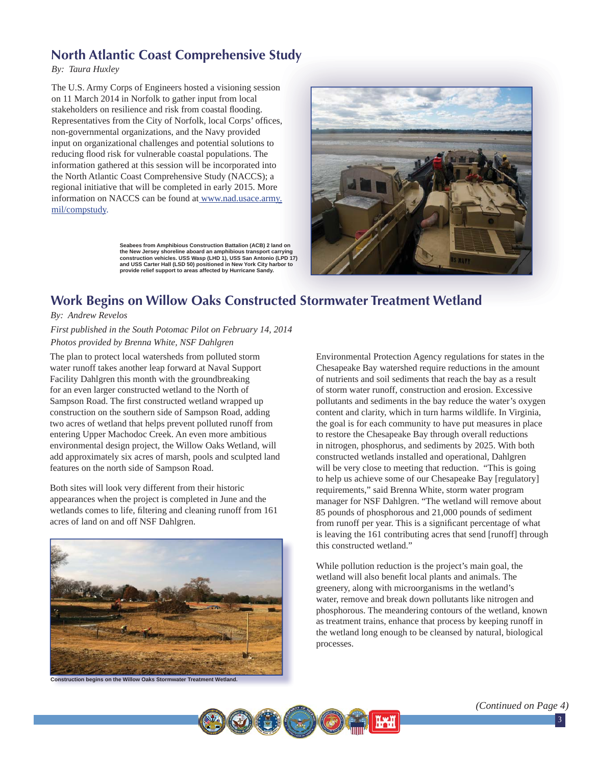## North Atlantic Coast Comprehensive Study

*By: Taura Huxley*

The U.S. Army Corps of Engineers hosted a visioning session on 11 March 2014 in Norfolk to gather input from local stakeholders on resilience and risk from coastal flooding. Representatives from the City of Norfolk, local Corps' offices, non-governmental organizations, and the Navy provided input on organizational challenges and potential solutions to reducing flood risk for vulnerable coastal populations. The information gathered at this session will be incorporated into the North Atlantic Coast Comprehensive Study (NACCS); a regional initiative that will be completed in early 2015. More information on NACCS can be found at www.nad.usace.army.mil/compstudy.

**Seabees from Amphibious Construction Battalion (ACB) 2 land on the New Jersey shoreline aboard an amphibious transport carrying construction vehicles. USS Wasp (LHD 1), USS San Antonio (LPD 17) and USS Carter Hall (LSD 50) positioned in New York City harbor to provide relief support to areas affected by Hurricane Sandy.**

## Work Begins on Willow Oaks Constructed Stormwater Treatment Wetland

*By: Andrew Revelos*

*First published in the South Potomac Pilot on February 14, 2014*

*Photos provided by Brenna White, NSF Dahlgren*

The plan to protect local watersheds from polluted storm water runoff takes another leap forward at Naval Support Facility Dahlgren this month with the groundbreaking for an even larger constructed wetland to the North of Sampson Road. The first constructed wetland wrapped up construction on the southern side of Sampson Road, adding two acres of wetland that helps prevent polluted runoff from entering Upper Machodoc Creek. An even more ambitious environmental design project, the Willow Oaks Wetland, will add approximately six acres of marsh, pools and sculpted land features on the north side of Sampson Road.

Both sites will look very different from their historic appearances when the project is completed in June and the wetlands comes to life, filtering and cleaning runoff from 161 acres of land on and off NSF Dahlgren.

**Construction begins on the Willow Oaks Stormwater Treatment Wetland.**

Environmental Protection Agency regulations for states in the Chesapeake Bay watershed require reductions in the amount of nutrients and soil sediments that reach the bay as a result of storm water runoff, construction and erosion. Excessive pollutants and sediments in the bay reduce the water's oxygen content and clarity, which in turn harms wildlife. In Virginia, the goal is for each community to have put measures in place to restore the Chesapeake Bay through overall reductions in nitrogen, phosphorus, and sediments by 2025. With both constructed wetlands installed and operational, Dahlgren will be very close to meeting that reduction. "This is going to help us achieve some of our Chesapeake Bay [regulatory] requirements," said Brenna White, storm water program manager for NSF Dahlgren. "The wetland will remove about 85 pounds of phosphorous and 21,000 pounds of sediment from runoff per year. This is a significant percentage of what is leaving the 161 contributing acres that send [runoff] through this constructed wetland."

While pollution reduction is the project's main goal, the wetland will also benefit local plants and animals. The greenery, along with microorganisms in the wetland's water, remove and break down pollutants like nitrogen and phosphorous. The meandering contours of the wetland, known as treatment trains, enhance that process by keeping runoff in the wetland long enough to be cleansed by natural, biological processes.

*(Continued on Page 4)*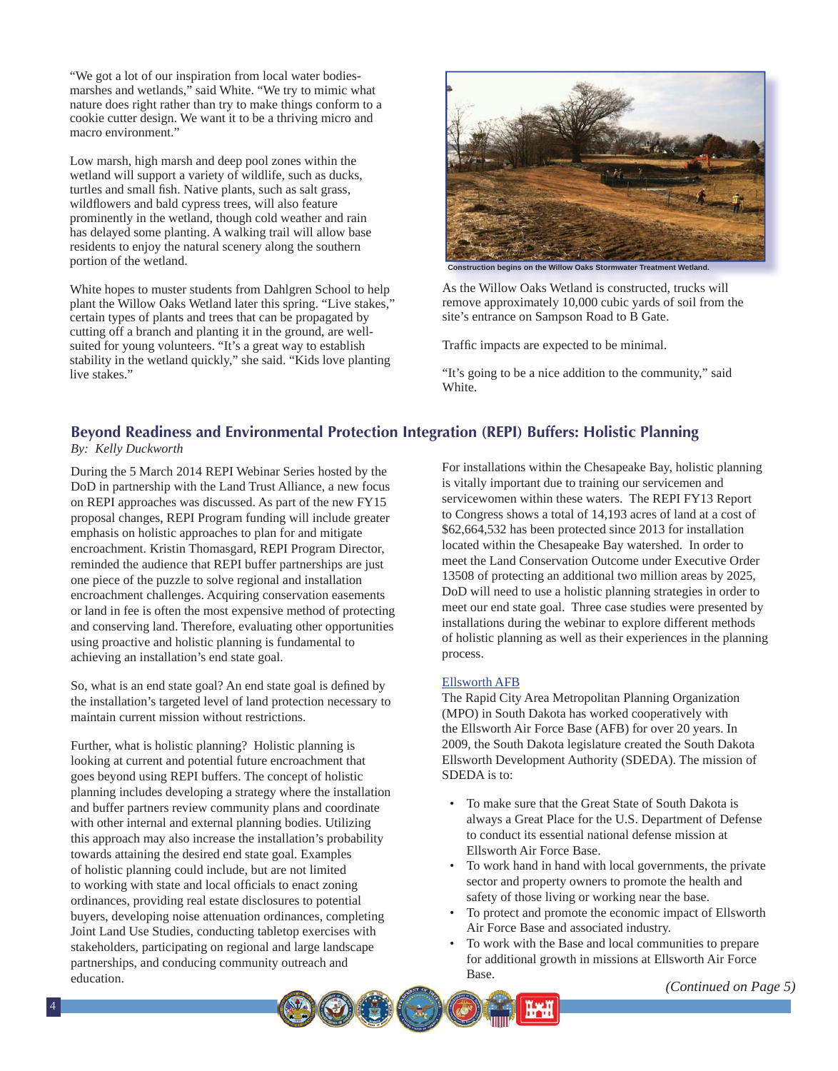"We got a lot of our inspiration from local water bodies- marshes and wetlands," said White. "We try to mimic what nature does right rather than try to make things conform to a cookie cutter design. We want it to be a thriving micro and macro environment."

Low marsh, high marsh and deep pool zones within the wetland will support a variety of wildlife, such as ducks, turtles and small fish. Native plants, such as salt grass, wildflowers and bald cypress trees, will also feature prominently in the wetland, though cold weather and rain has delayed some planting. A walking trail will allow base residents to enjoy the natural scenery along the southern portion of the wetland.

White hopes to muster students from Dahlgren School to help plant the Willow Oaks Wetland later this spring. "Live stakes," certain types of plants and trees that can be propagated by cutting off a branch and planting it in the ground, are well-suited for young volunteers. "It's a great way to establish stability in the wetland quickly," she said. "Kids love planting live stakes."

**Construction begins on the Willow Oaks Stormwater Treatment Wetland.**

As the Willow Oaks Wetland is constructed, trucks will remove approximately 10,000 cubic yards of soil from the site's entrance on Sampson Road to B Gate.

Traffic impacts are expected to be minimal.

"It's going to be a nice addition to the community," said White.

## Beyond Readiness and Environmental Protection Integration (REPI) Buffers: Holistic Planning

*By: Kelly Duckworth*

During the 5 March 2014 REPI Webinar Series hosted by the DoD in partnership with the Land Trust Alliance, a new focus on REPI approaches was discussed. As part of the new FY15 proposal changes, REPI Program funding will include greater emphasis on holistic approaches to plan for and mitigate encroachment. Kristin Thomasgard, REPI Program Director, reminded the audience that REPI buffer partnerships are just one piece of the puzzle to solve regional and installation encroachment challenges. Acquiring conservation easements or land in fee is often the most expensive method of protecting and conserving land. Therefore, evaluating other opportunities using proactive and holistic planning is fundamental to achieving an installation's end state goal.

So, what is an end state goal? An end state goal is defined by the installation's targeted level of land protection necessary to maintain current mission without restrictions.

Further, what is holistic planning? Holistic planning is looking at current and potential future encroachment that goes beyond using REPI buffers. The concept of holistic planning includes developing a strategy where the installation and buffer partners review community plans and coordinate with other internal and external planning bodies. Utilizing this approach may also increase the installation's probability towards attaining the desired end state goal. Examples of holistic planning could include, but are not limited to working with state and local officials to enact zoning ordinances, providing real estate disclosures to potential buyers, developing noise attenuation ordinances, completing Joint Land Use Studies, conducting tabletop exercises with stakeholders, participating on regional and large landscape partnerships, and conducing community outreach and education.

For installations within the Chesapeake Bay, holistic planning is vitally important due to training our servicemen and servicewomen within these waters. The REPI FY13 Report to Congress shows a total of 14,193 acres of land at a cost of $62,664,532 has been protected since 2013 for installation located within the Chesapeake Bay watershed. In order to meet the Land Conservation Outcome under Executive Order 13508 of protecting an additional two million areas by 2025, DoD will need to use a holistic planning strategies in order to meet our end state goal. Three case studies were presented by installations during the webinar to explore different methods of holistic planning as well as their experiences in the planning process.

Ellsworth AFB

The Rapid City Area Metropolitan Planning Organization (MPO) in South Dakota has worked cooperatively with the Ellsworth Air Force Base (AFB) for over 20 years. In 2009, the South Dakota legislature created the South Dakota Ellsworth Development Authority (SDEDA). The mission of SDEDA is to:

- To make sure that the Great State of South Dakota is always a Great Place for the U.S. Department of Defense to conduct its essential national defense mission at Ellsworth Air Force Base.
- To work hand in hand with local governments, the private sector and property owners to promote the health and safety of those living or working near the base.
- To protect and promote the economic impact of Ellsworth Air Force Base and associated industry.
- To work with the Base and local communities to prepare for additional growth in missions at Ellsworth Air Force Base.

*(Continued on Page 5)*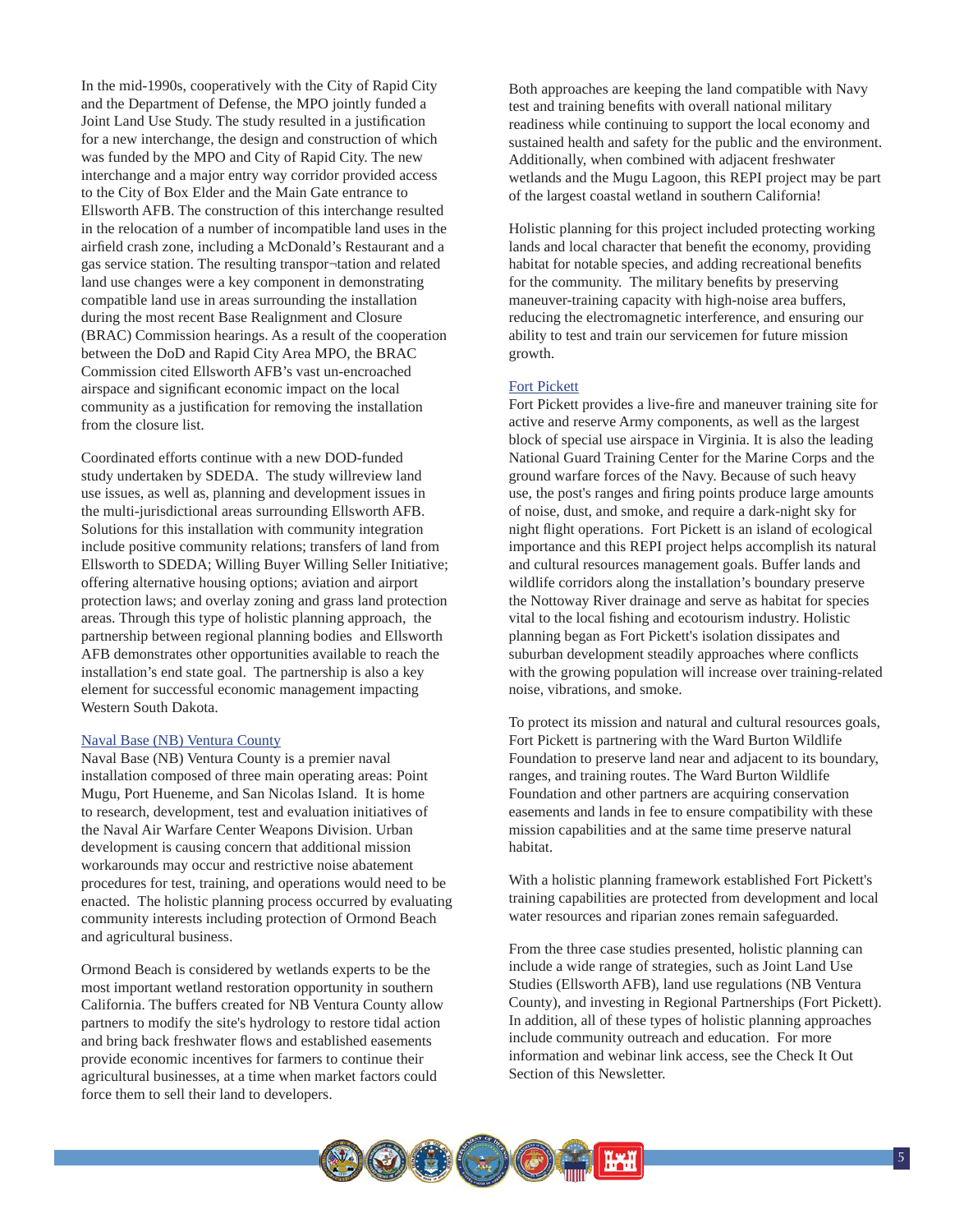In the mid-1990s, cooperatively with the City of Rapid City and the Department of Defense, the MPO jointly funded a Joint Land Use Study. The study resulted in a justification for a new interchange, the design and construction of which was funded by the MPO and City of Rapid City. The new interchange and a major entry way corridor provided access to the City of Box Elder and the Main Gate entrance to Ellsworth AFB. The construction of this interchange resulted in the relocation of a number of incompatible land uses in the airfield crash zone, including a McDonald's Restaurant and a gas service station. The resulting transpor¬tation and related land use changes were a key component in demonstrating compatible land use in areas surrounding the installation during the most recent Base Realignment and Closure (BRAC) Commission hearings. As a result of the cooperation between the DoD and Rapid City Area MPO, the BRAC Commission cited Ellsworth AFB's vast un-encroached airspace and significant economic impact on the local community as a justification for removing the installation from the closure list.

Coordinated efforts continue with a new DOD-funded study undertaken by SDEDA. The study willreview land use issues, as well as, planning and development issues in the multi-jurisdictional areas surrounding Ellsworth AFB. Solutions for this installation with community integration include positive community relations; transfers of land from Ellsworth to SDEDA; Willing Buyer Willing Seller Initiative; offering alternative housing options; aviation and airport protection laws; and overlay zoning and grass land protection areas. Through this type of holistic planning approach, the partnership between regional planning bodies and Ellsworth AFB demonstrates other opportunities available to reach the installation's end state goal. The partnership is also a key element for successful economic management impacting Western South Dakota.

Naval Base (NB) Ventura County

Naval Base (NB) Ventura County is a premier naval installation composed of three main operating areas: Point Mugu, Port Hueneme, and San Nicolas Island. It is home to research, development, test and evaluation initiatives of the Naval Air Warfare Center Weapons Division. Urban development is causing concern that additional mission workarounds may occur and restrictive noise abatement procedures for test, training, and operations would need to be enacted. The holistic planning process occurred by evaluating community interests including protection of Ormond Beach and agricultural business.

Ormond Beach is considered by wetlands experts to be the most important wetland restoration opportunity in southern California. The buffers created for NB Ventura County allow partners to modify the site's hydrology to restore tidal action and bring back freshwater flows and established easements provide economic incentives for farmers to continue their agricultural businesses, at a time when market factors could force them to sell their land to developers.

Both approaches are keeping the land compatible with Navy test and training benefits with overall national military readiness while continuing to support the local economy and sustained health and safety for the public and the environment. Additionally, when combined with adjacent freshwater wetlands and the Mugu Lagoon, this REPI project may be part of the largest coastal wetland in southern California!

Holistic planning for this project included protecting working lands and local character that benefit the economy, providing habitat for notable species, and adding recreational benefits for the community. The military benefits by preserving maneuver-training capacity with high-noise area buffers, reducing the electromagnetic interference, and ensuring our ability to test and train our servicemen for future mission growth.

Fort Pickett

Fort Pickett provides a live-fire and maneuver training site for active and reserve Army components, as well as the largest block of special use airspace in Virginia. It is also the leading National Guard Training Center for the Marine Corps and the ground warfare forces of the Navy. Because of such heavy use, the post's ranges and firing points produce large amounts of noise, dust, and smoke, and require a dark-night sky for night flight operations. Fort Pickett is an island of ecological importance and this REPI project helps accomplish its natural and cultural resources management goals. Buffer lands and wildlife corridors along the installation's boundary preserve the Nottoway River drainage and serve as habitat for species vital to the local fishing and ecotourism industry. Holistic planning began as Fort Pickett's isolation dissipates and suburban development steadily approaches where conflicts with the growing population will increase over training-related noise, vibrations, and smoke.

To protect its mission and natural and cultural resources goals, Fort Pickett is partnering with the Ward Burton Wildlife Foundation to preserve land near and adjacent to its boundary, ranges, and training routes. The Ward Burton Wildlife Foundation and other partners are acquiring conservation easements and lands in fee to ensure compatibility with these mission capabilities and at the same time preserve natural habitat.

With a holistic planning framework established Fort Pickett's training capabilities are protected from development and local water resources and riparian zones remain safeguarded.

From the three case studies presented, holistic planning can include a wide range of strategies, such as Joint Land Use Studies (Ellsworth AFB), land use regulations (NB Ventura County), and investing in Regional Partnerships (Fort Pickett). In addition, all of these types of holistic planning approaches include community outreach and education. For more information and webinar link access, see the Check It Out Section of this Newsletter.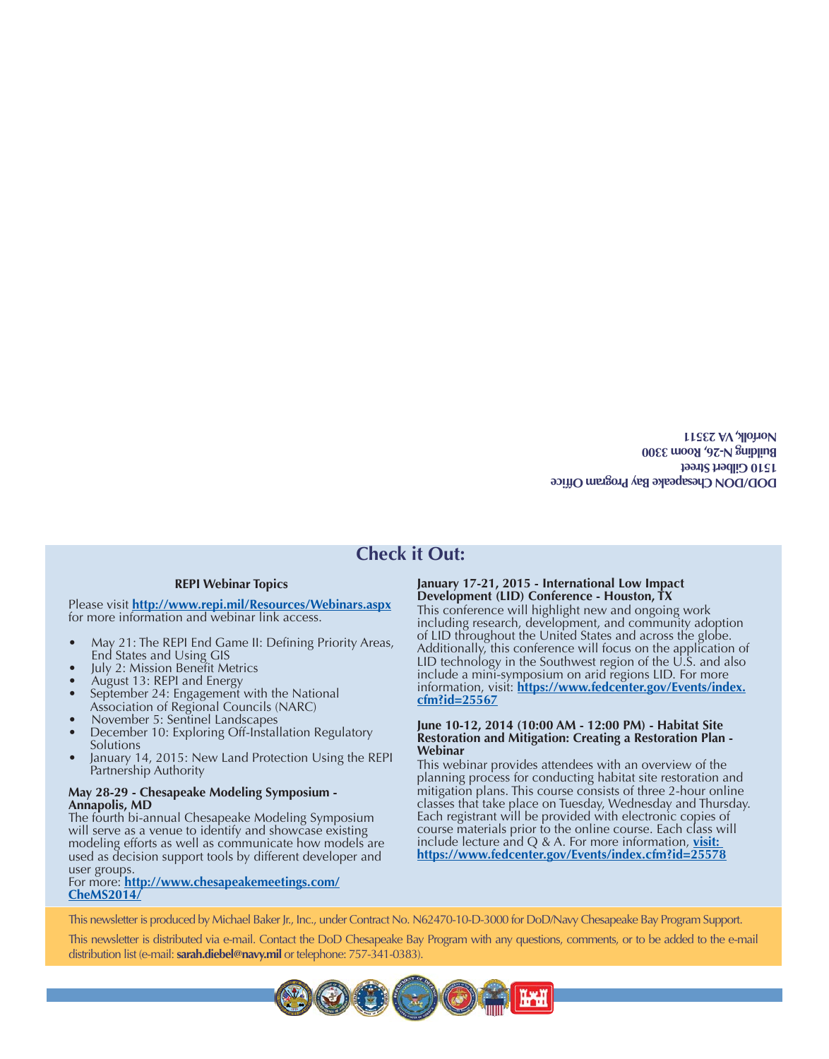DOD/DON Chesapeake Bay Program Office
1510 Gilbert Street
Building N-26, Room 3300
Norfolk, VA 23511

## Check it Out:

**REPI Webinar Topics**

Please visit **http://www.repi.mil/Resources/Webinars.aspx** for more information and webinar link access.

- May 21: The REPI End Game II: Defining Priority Areas, End States and Using GIS
- July 2: Mission Benefit Metrics
- August 13: REPI and Energy
- September 24: Engagement with the National Association of Regional Councils (NARC)
- November 5: Sentinel Landscapes
- December 10: Exploring Off-Installation Regulatory Solutions
- January 14, 2015: New Land Protection Using the REPI Partnership Authority

**May 28-29 - Chesapeake Modeling Symposium - Annapolis, MD**

The fourth bi-annual Chesapeake Modeling Symposium will serve as a venue to identify and showcase existing modeling efforts as well as communicate how models are used as decision support tools by different developer and user groups.
For more: **http://www.chesapeakemeetings.com/CheMS2014/**

**January 17-21, 2015 - International Low Impact Development (LID) Conference - Houston, TX**

This conference will highlight new and ongoing work including research, development, and community adoption of LID throughout the United States and across the globe. Additionally, this conference will focus on the application of LID technology in the Southwest region of the U.S. and also include a mini-symposium on arid regions LID. For more information, visit: **https://www.fedcenter.gov/Events/index.cfm?id=25567**

**June 10-12, 2014 (10:00 AM - 12:00 PM) - Habitat Site Restoration and Mitigation: Creating a Restoration Plan - Webinar**

This webinar provides attendees with an overview of the planning process for conducting habitat site restoration and mitigation plans. This course consists of three 2-hour online classes that take place on Tuesday, Wednesday and Thursday. Each registrant will be provided with electronic copies of course materials prior to the online course. Each class will include lecture and Q & A. For more information, **visit: https://www.fedcenter.gov/Events/index.cfm?id=25578**

This newsletter is produced by Michael Baker Jr., Inc., under Contract No. N62470-10-D-3000 for DoD/Navy Chesapeake Bay Program Support.

This newsletter is distributed via e-mail. Contact the DoD Chesapeake Bay Program with any questions, comments, or to be added to the e-mail distribution list (e-mail: **sarah.diebel@navy.mil** or telephone: 757-341-0383).